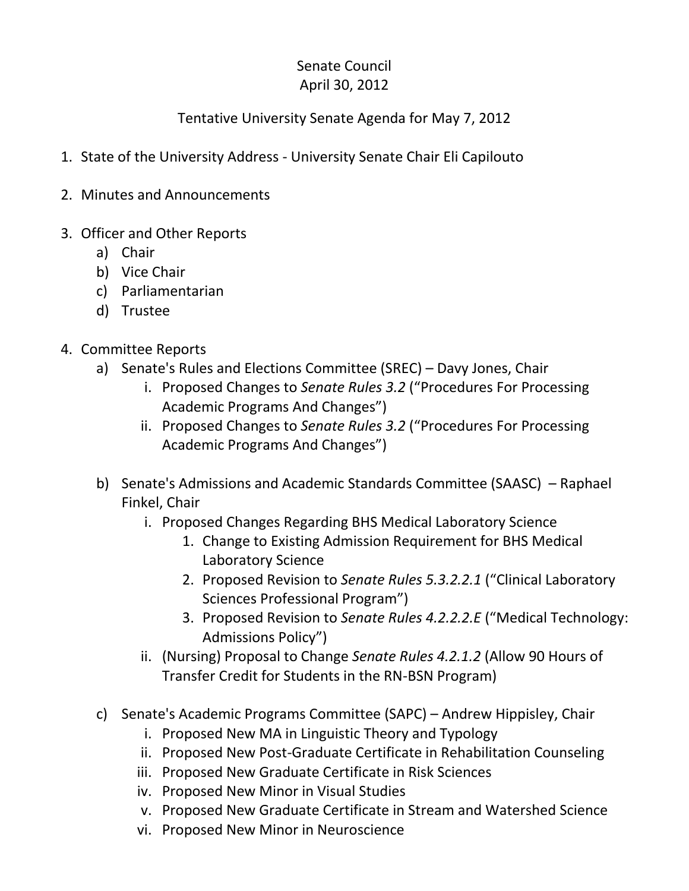Senate Council
April 30, 2012

Tentative University Senate Agenda for May 7, 2012

1. State of the University Address - University Senate Chair Eli Capilouto

2. Minutes and Announcements

3. Officer and Other Reports
   a) Chair
   b) Vice Chair
   c) Parliamentarian
   d) Trustee

4. Committee Reports
   a) Senate's Rules and Elections Committee (SREC) – Davy Jones, Chair
      i. Proposed Changes to *Senate Rules 3.2* ("Procedures For Processing Academic Programs And Changes")
      ii. Proposed Changes to *Senate Rules 3.2* ("Procedures For Processing Academic Programs And Changes")

   b) Senate's Admissions and Academic Standards Committee (SAASC) – Raphael Finkel, Chair
      i. Proposed Changes Regarding BHS Medical Laboratory Science
         1. Change to Existing Admission Requirement for BHS Medical Laboratory Science
         2. Proposed Revision to *Senate Rules 5.3.2.2.1* ("Clinical Laboratory Sciences Professional Program")
         3. Proposed Revision to *Senate Rules 4.2.2.2.E* ("Medical Technology: Admissions Policy")
      ii. (Nursing) Proposal to Change *Senate Rules 4.2.1.2* (Allow 90 Hours of Transfer Credit for Students in the RN-BSN Program)

   c) Senate's Academic Programs Committee (SAPC) – Andrew Hippisley, Chair
      i. Proposed New MA in Linguistic Theory and Typology
      ii. Proposed New Post-Graduate Certificate in Rehabilitation Counseling
      iii. Proposed New Graduate Certificate in Risk Sciences
      iv. Proposed New Minor in Visual Studies
      v. Proposed New Graduate Certificate in Stream and Watershed Science
      vi. Proposed New Minor in Neuroscience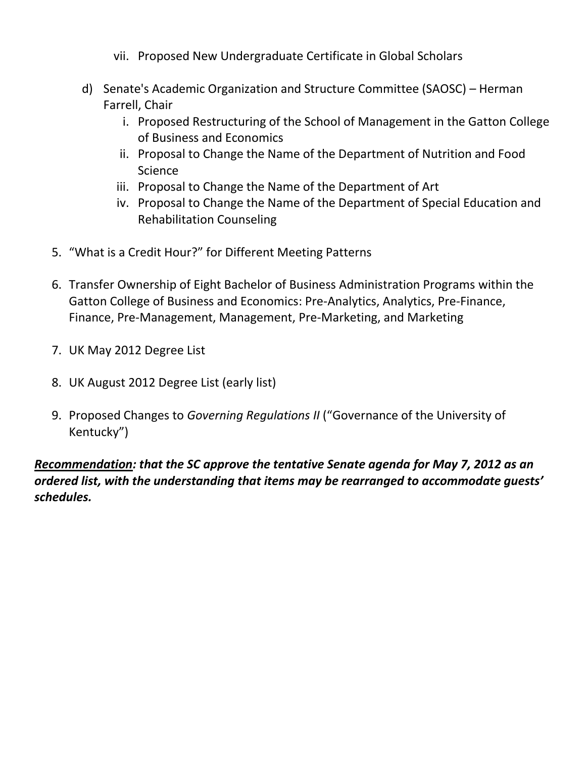vii. Proposed New Undergraduate Certificate in Global Scholars

  d) Senate's Academic Organization and Structure Committee (SAOSC) – Herman Farrell, Chair
     i. Proposed Restructuring of the School of Management in the Gatton College of Business and Economics
     ii. Proposal to Change the Name of the Department of Nutrition and Food Science
     iii. Proposal to Change the Name of the Department of Art
     iv. Proposal to Change the Name of the Department of Special Education and Rehabilitation Counseling

5. "What is a Credit Hour?" for Different Meeting Patterns

6. Transfer Ownership of Eight Bachelor of Business Administration Programs within the Gatton College of Business and Economics: Pre-Analytics, Analytics, Pre-Finance, Finance, Pre-Management, Management, Pre-Marketing, and Marketing

7. UK May 2012 Degree List

8. UK August 2012 Degree List (early list)

9. Proposed Changes to *Governing Regulations II* ("Governance of the University of Kentucky")

***Recommendation**: that the SC approve the tentative Senate agenda for May 7, 2012 as an ordered list, with the understanding that items may be rearranged to accommodate guests' schedules.*